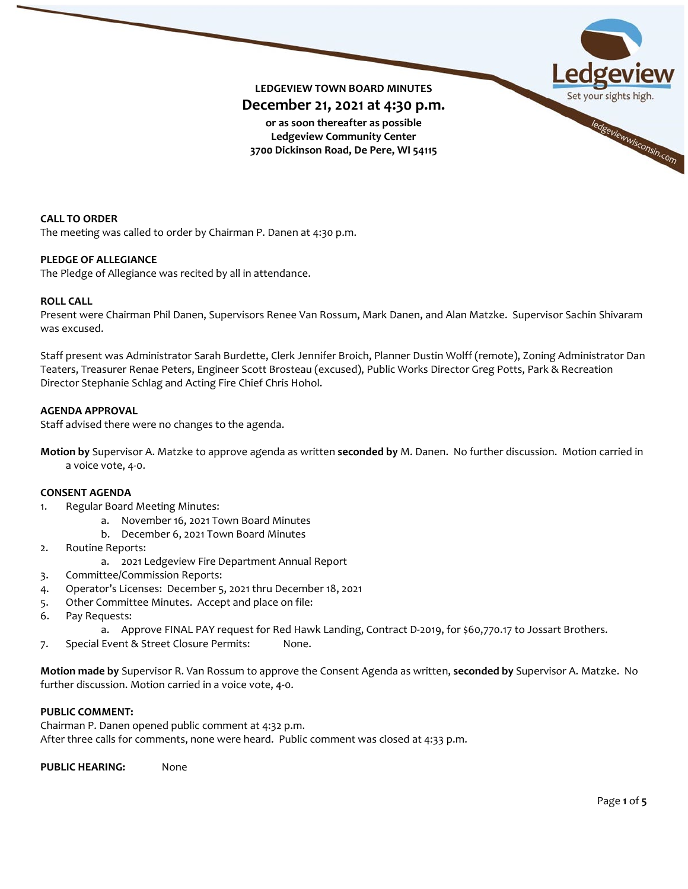# LEDGEVIEW TOWN BOARD MINUTES

## December 21, 2021 at 4:30 p.m.

**or as soon thereafter as possible**
**Ledgeview Community Center**
**3700 Dickinson Road, De Pere, WI 54115**

**CALL TO ORDER**
The meeting was called to order by Chairman P. Danen at 4:30 p.m.

**PLEDGE OF ALLEGIANCE**
The Pledge of Allegiance was recited by all in attendance.

**ROLL CALL**
Present were Chairman Phil Danen, Supervisors Renee Van Rossum, Mark Danen, and Alan Matzke. Supervisor Sachin Shivaram was excused.

Staff present was Administrator Sarah Burdette, Clerk Jennifer Broich, Planner Dustin Wolff (remote), Zoning Administrator Dan Teaters, Treasurer Renae Peters, Engineer Scott Brosteau (excused), Public Works Director Greg Potts, Park & Recreation Director Stephanie Schlag and Acting Fire Chief Chris Hohol.

**AGENDA APPROVAL**
Staff advised there were no changes to the agenda.

**Motion by** Supervisor A. Matzke to approve agenda as written **seconded by** M. Danen. No further discussion. Motion carried in a voice vote, 4-0.

**CONSENT AGENDA**

1. Regular Board Meeting Minutes:
   a. November 16, 2021 Town Board Minutes
   b. December 6, 2021 Town Board Minutes
2. Routine Reports:
   a. 2021 Ledgeview Fire Department Annual Report
3. Committee/Commission Reports:
4. Operator's Licenses: December 5, 2021 thru December 18, 2021
5. Other Committee Minutes. Accept and place on file:
6. Pay Requests:
   a. Approve FINAL PAY request for Red Hawk Landing, Contract D-2019, for $60,770.17 to Jossart Brothers.
7. Special Event & Street Closure Permits: None.

**Motion made by** Supervisor R. Van Rossum to approve the Consent Agenda as written, **seconded by** Supervisor A. Matzke. No further discussion. Motion carried in a voice vote, 4-0.

**PUBLIC COMMENT:**
Chairman P. Danen opened public comment at 4:32 p.m.
After three calls for comments, none were heard. Public comment was closed at 4:33 p.m.

**PUBLIC HEARING:** None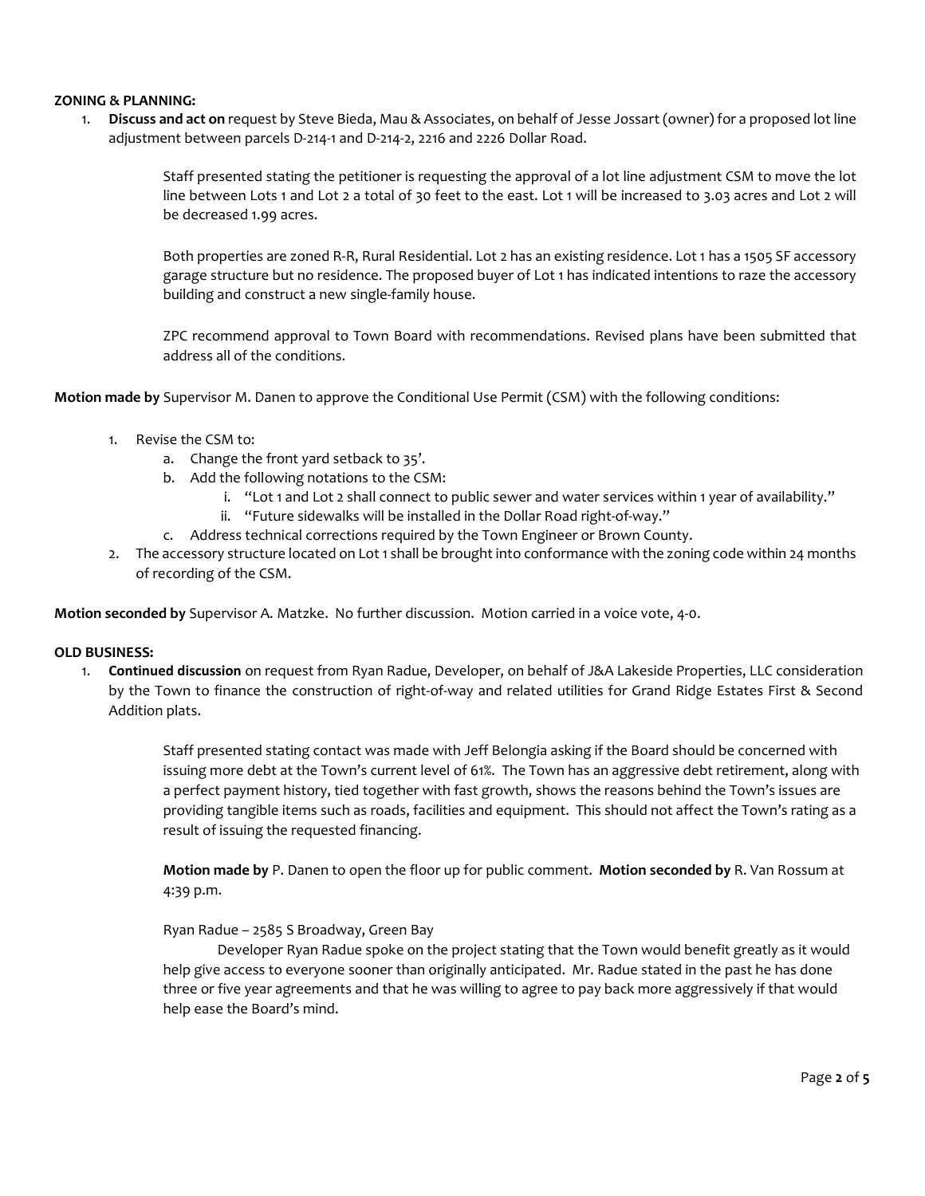**ZONING & PLANNING:**

1. **Discuss and act on** request by Steve Bieda, Mau & Associates, on behalf of Jesse Jossart (owner) for a proposed lot line adjustment between parcels D-214-1 and D-214-2, 2216 and 2226 Dollar Road.

   Staff presented stating the petitioner is requesting the approval of a lot line adjustment CSM to move the lot line between Lots 1 and Lot 2 a total of 30 feet to the east. Lot 1 will be increased to 3.03 acres and Lot 2 will be decreased 1.99 acres.

   Both properties are zoned R-R, Rural Residential. Lot 2 has an existing residence. Lot 1 has a 1505 SF accessory garage structure but no residence. The proposed buyer of Lot 1 has indicated intentions to raze the accessory building and construct a new single-family house.

   ZPC recommend approval to Town Board with recommendations. Revised plans have been submitted that address all of the conditions.

**Motion made by** Supervisor M. Danen to approve the Conditional Use Permit (CSM) with the following conditions:

1. Revise the CSM to:
   a. Change the front yard setback to 35'.
   b. Add the following notations to the CSM:
      i. "Lot 1 and Lot 2 shall connect to public sewer and water services within 1 year of availability."
      ii. "Future sidewalks will be installed in the Dollar Road right-of-way."
   c. Address technical corrections required by the Town Engineer or Brown County.
2. The accessory structure located on Lot 1 shall be brought into conformance with the zoning code within 24 months of recording of the CSM.

**Motion seconded by** Supervisor A. Matzke. No further discussion. Motion carried in a voice vote, 4-0.

**OLD BUSINESS:**

1. **Continued discussion** on request from Ryan Radue, Developer, on behalf of J&A Lakeside Properties, LLC consideration by the Town to finance the construction of right-of-way and related utilities for Grand Ridge Estates First & Second Addition plats.

   Staff presented stating contact was made with Jeff Belongia asking if the Board should be concerned with issuing more debt at the Town's current level of 61%. The Town has an aggressive debt retirement, along with a perfect payment history, tied together with fast growth, shows the reasons behind the Town's issues are providing tangible items such as roads, facilities and equipment. This should not affect the Town's rating as a result of issuing the requested financing.

   **Motion made by** P. Danen to open the floor up for public comment. **Motion seconded by** R. Van Rossum at 4:39 p.m.

   Ryan Radue – 2585 S Broadway, Green Bay

   Developer Ryan Radue spoke on the project stating that the Town would benefit greatly as it would help give access to everyone sooner than originally anticipated. Mr. Radue stated in the past he has done three or five year agreements and that he was willing to agree to pay back more aggressively if that would help ease the Board's mind.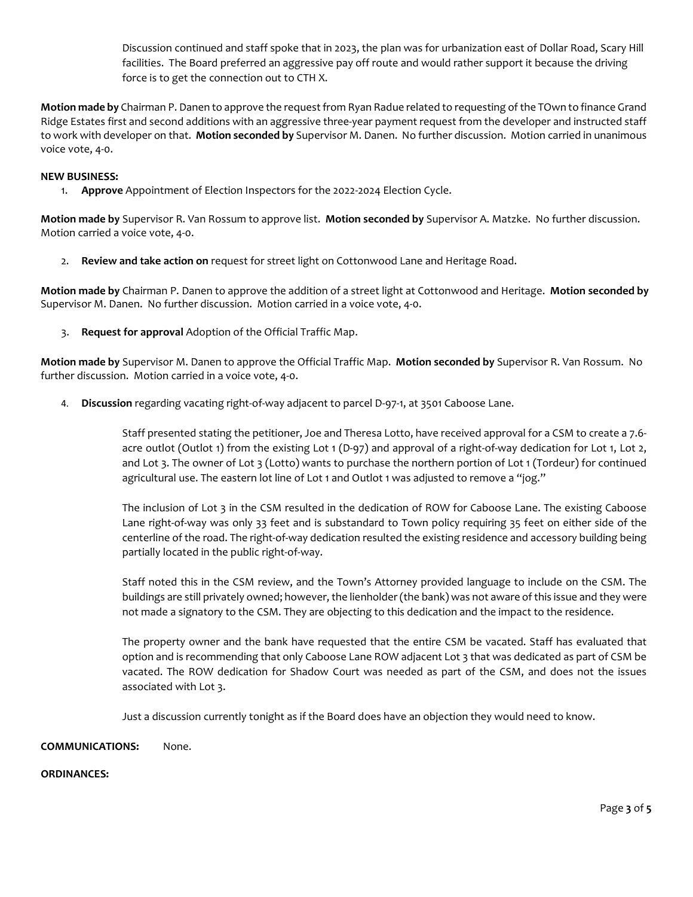Discussion continued and staff spoke that in 2023, the plan was for urbanization east of Dollar Road, Scary Hill facilities. The Board preferred an aggressive pay off route and would rather support it because the driving force is to get the connection out to CTH X.

**Motion made by** Chairman P. Danen to approve the request from Ryan Radue related to requesting of the TOwn to finance Grand Ridge Estates first and second additions with an aggressive three-year payment request from the developer and instructed staff to work with developer on that. **Motion seconded by** Supervisor M. Danen. No further discussion. Motion carried in unanimous voice vote, 4-0.

**NEW BUSINESS:**

1. **Approve** Appointment of Election Inspectors for the 2022-2024 Election Cycle.

**Motion made by** Supervisor R. Van Rossum to approve list. **Motion seconded by** Supervisor A. Matzke. No further discussion. Motion carried a voice vote, 4-0.

2. **Review and take action on** request for street light on Cottonwood Lane and Heritage Road.

**Motion made by** Chairman P. Danen to approve the addition of a street light at Cottonwood and Heritage. **Motion seconded by** Supervisor M. Danen. No further discussion. Motion carried in a voice vote, 4-0.

3. **Request for approval** Adoption of the Official Traffic Map.

**Motion made by** Supervisor M. Danen to approve the Official Traffic Map. **Motion seconded by** Supervisor R. Van Rossum. No further discussion. Motion carried in a voice vote, 4-0.

4. **Discussion** regarding vacating right-of-way adjacent to parcel D-97-1, at 3501 Caboose Lane.

Staff presented stating the petitioner, Joe and Theresa Lotto, have received approval for a CSM to create a 7.6-acre outlot (Outlot 1) from the existing Lot 1 (D-97) and approval of a right-of-way dedication for Lot 1, Lot 2, and Lot 3. The owner of Lot 3 (Lotto) wants to purchase the northern portion of Lot 1 (Tordeur) for continued agricultural use. The eastern lot line of Lot 1 and Outlot 1 was adjusted to remove a "jog."

The inclusion of Lot 3 in the CSM resulted in the dedication of ROW for Caboose Lane. The existing Caboose Lane right-of-way was only 33 feet and is substandard to Town policy requiring 35 feet on either side of the centerline of the road. The right-of-way dedication resulted the existing residence and accessory building being partially located in the public right-of-way.

Staff noted this in the CSM review, and the Town's Attorney provided language to include on the CSM. The buildings are still privately owned; however, the lienholder (the bank) was not aware of this issue and they were not made a signatory to the CSM. They are objecting to this dedication and the impact to the residence.

The property owner and the bank have requested that the entire CSM be vacated. Staff has evaluated that option and is recommending that only Caboose Lane ROW adjacent Lot 3 that was dedicated as part of CSM be vacated. The ROW dedication for Shadow Court was needed as part of the CSM, and does not the issues associated with Lot 3.

Just a discussion currently tonight as if the Board does have an objection they would need to know.

**COMMUNICATIONS:** None.

**ORDINANCES:**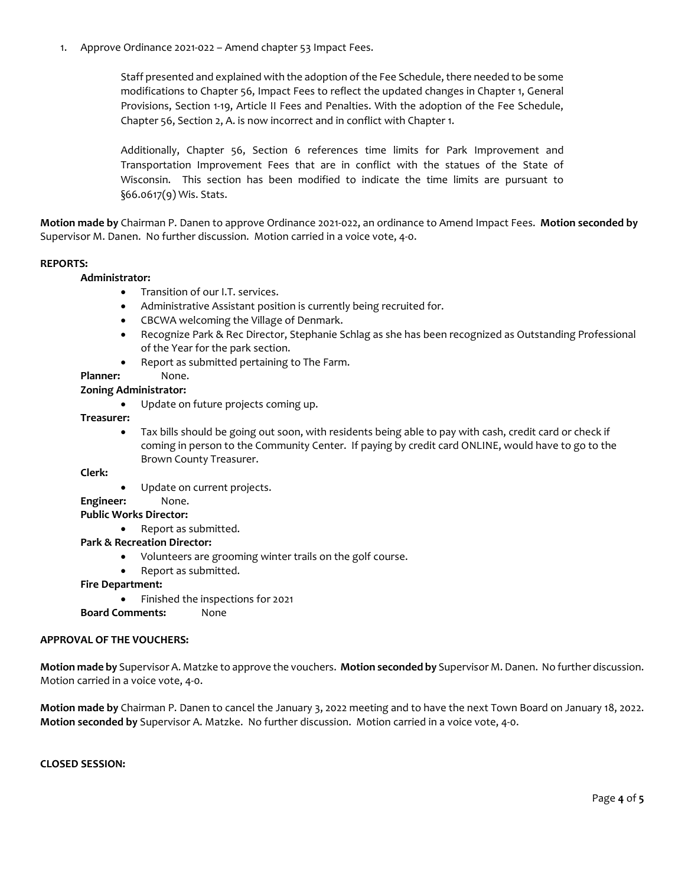1. Approve Ordinance 2021-022 – Amend chapter 53 Impact Fees.

   Staff presented and explained with the adoption of the Fee Schedule, there needed to be some modifications to Chapter 56, Impact Fees to reflect the updated changes in Chapter 1, General Provisions, Section 1-19, Article II Fees and Penalties. With the adoption of the Fee Schedule, Chapter 56, Section 2, A. is now incorrect and in conflict with Chapter 1.

   Additionally, Chapter 56, Section 6 references time limits for Park Improvement and Transportation Improvement Fees that are in conflict with the statues of the State of Wisconsin. This section has been modified to indicate the time limits are pursuant to §66.0617(9) Wis. Stats.

**Motion made by** Chairman P. Danen to approve Ordinance 2021-022, an ordinance to Amend Impact Fees. **Motion seconded by** Supervisor M. Danen. No further discussion. Motion carried in a voice vote, 4-0.

**REPORTS:**

**Administrator:**

- Transition of our I.T. services.
- Administrative Assistant position is currently being recruited for.
- CBCWA welcoming the Village of Denmark.
- Recognize Park & Rec Director, Stephanie Schlag as she has been recognized as Outstanding Professional of the Year for the park section.
- Report as submitted pertaining to The Farm.

**Planner:** None.

**Zoning Administrator:**

- Update on future projects coming up.

**Treasurer:**

- Tax bills should be going out soon, with residents being able to pay with cash, credit card or check if coming in person to the Community Center. If paying by credit card ONLINE, would have to go to the Brown County Treasurer.

**Clerk:**

- Update on current projects.

**Engineer:** None.

**Public Works Director:**

- Report as submitted.

**Park & Recreation Director:**

- Volunteers are grooming winter trails on the golf course.
- Report as submitted.

**Fire Department:**

- Finished the inspections for 2021

**Board Comments:** None

**APPROVAL OF THE VOUCHERS:**

**Motion made by** Supervisor A. Matzke to approve the vouchers. **Motion seconded by** Supervisor M. Danen. No further discussion. Motion carried in a voice vote, 4-0.

**Motion made by** Chairman P. Danen to cancel the January 3, 2022 meeting and to have the next Town Board on January 18, 2022. **Motion seconded by** Supervisor A. Matzke. No further discussion. Motion carried in a voice vote, 4-0.

**CLOSED SESSION:**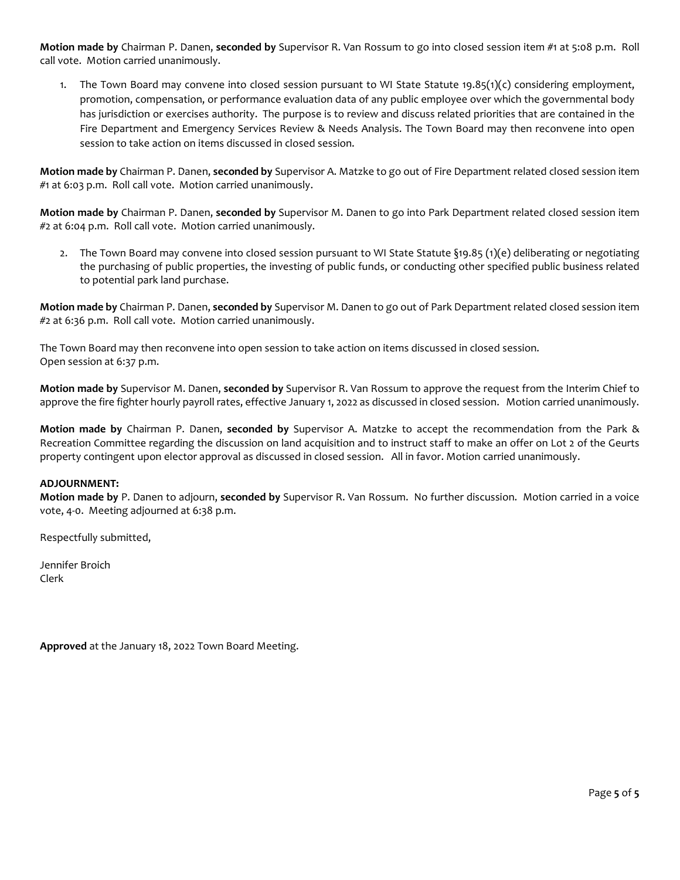**Motion made by** Chairman P. Danen, **seconded by** Supervisor R. Van Rossum to go into closed session item #1 at 5:08 p.m. Roll call vote. Motion carried unanimously.

1. The Town Board may convene into closed session pursuant to WI State Statute 19.85(1)(c) considering employment, promotion, compensation, or performance evaluation data of any public employee over which the governmental body has jurisdiction or exercises authority. The purpose is to review and discuss related priorities that are contained in the Fire Department and Emergency Services Review & Needs Analysis. The Town Board may then reconvene into open session to take action on items discussed in closed session.

**Motion made by** Chairman P. Danen, **seconded by** Supervisor A. Matzke to go out of Fire Department related closed session item #1 at 6:03 p.m. Roll call vote. Motion carried unanimously.

**Motion made by** Chairman P. Danen, **seconded by** Supervisor M. Danen to go into Park Department related closed session item #2 at 6:04 p.m. Roll call vote. Motion carried unanimously.

2. The Town Board may convene into closed session pursuant to WI State Statute §19.85 (1)(e) deliberating or negotiating the purchasing of public properties, the investing of public funds, or conducting other specified public business related to potential park land purchase.

**Motion made by** Chairman P. Danen, **seconded by** Supervisor M. Danen to go out of Park Department related closed session item #2 at 6:36 p.m. Roll call vote. Motion carried unanimously.

The Town Board may then reconvene into open session to take action on items discussed in closed session.
Open session at 6:37 p.m.

**Motion made by** Supervisor M. Danen, **seconded by** Supervisor R. Van Rossum to approve the request from the Interim Chief to approve the fire fighter hourly payroll rates, effective January 1, 2022 as discussed in closed session. Motion carried unanimously.

**Motion made by** Chairman P. Danen, **seconded by** Supervisor A. Matzke to accept the recommendation from the Park & Recreation Committee regarding the discussion on land acquisition and to instruct staff to make an offer on Lot 2 of the Geurts property contingent upon elector approval as discussed in closed session. All in favor. Motion carried unanimously.

**ADJOURNMENT:**
**Motion made by** P. Danen to adjourn, **seconded by** Supervisor R. Van Rossum. No further discussion. Motion carried in a voice vote, 4-0. Meeting adjourned at 6:38 p.m.

Respectfully submitted,

Jennifer Broich
Clerk

**Approved** at the January 18, 2022 Town Board Meeting.